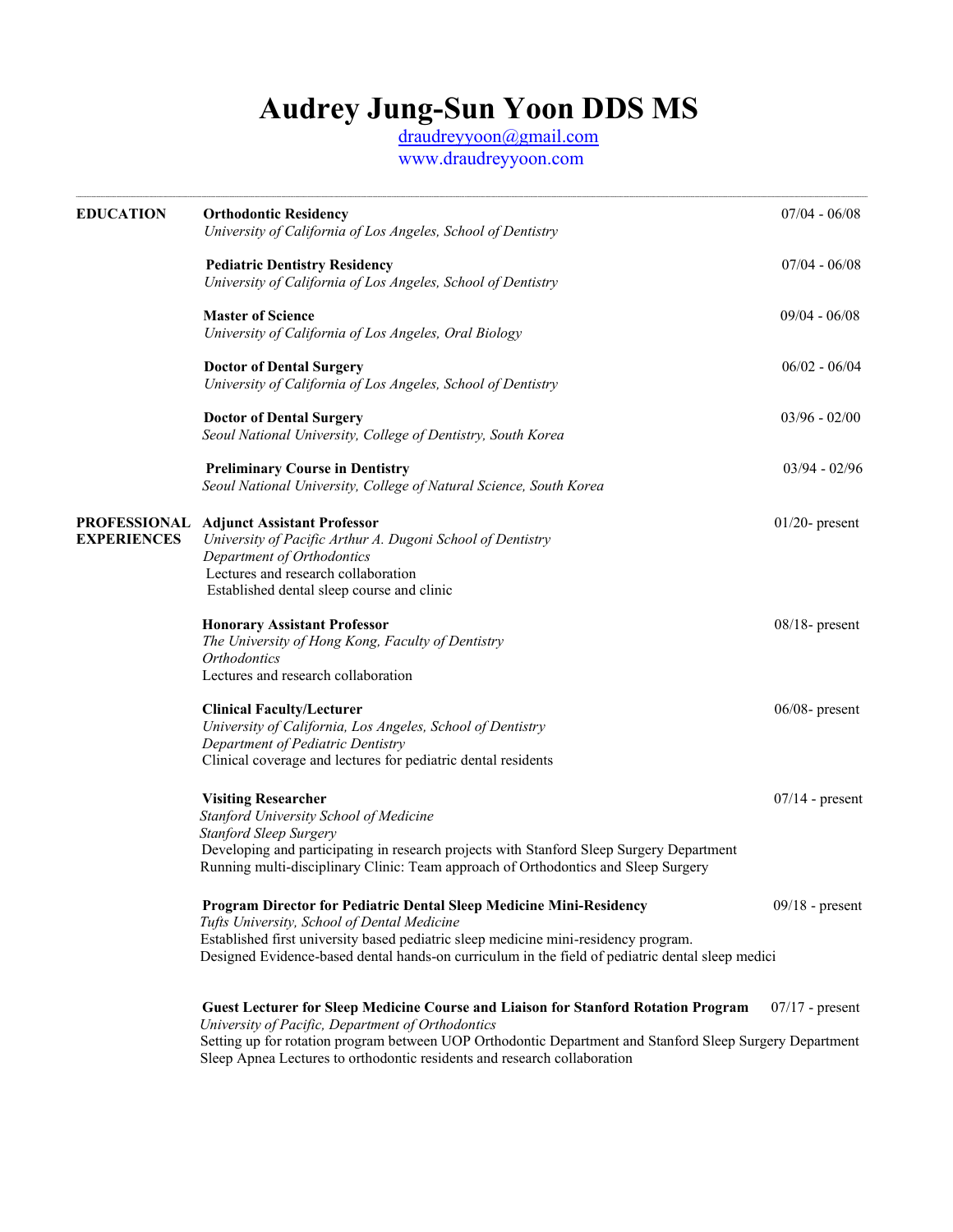# Audrey Jung-Sun Yoon DDS MS

draudreyyoon@gmail.com
www.draudreyyoon.com

---

## EDUCATION

**Orthodontic Residency** — 07/04 - 06/08
*University of California of Los Angeles, School of Dentistry*

**Pediatric Dentistry Residency** — 07/04 - 06/08
*University of California of Los Angeles, School of Dentistry*

**Master of Science** — 09/04 - 06/08
*University of California of Los Angeles, Oral Biology*

**Doctor of Dental Surgery** — 06/02 - 06/04
*University of California of Los Angeles, School of Dentistry*

**Doctor of Dental Surgery** — 03/96 - 02/00
*Seoul National University, College of Dentistry, South Korea*

**Preliminary Course in Dentistry** — 03/94 - 02/96
*Seoul National University, College of Natural Science, South Korea*

## PROFESSIONAL EXPERIENCES

**Adjunct Assistant Professor** — 01/20- present
*University of Pacific Arthur A. Dugoni School of Dentistry*
*Department of Orthodontics*
Lectures and research collaboration
Established dental sleep course and clinic

**Honorary Assistant Professor** — 08/18- present
*The University of Hong Kong, Faculty of Dentistry*
*Orthodontics*
Lectures and research collaboration

**Clinical Faculty/Lecturer** — 06/08- present
*University of California, Los Angeles, School of Dentistry*
*Department of Pediatric Dentistry*
Clinical coverage and lectures for pediatric dental residents

**Visiting Researcher** — 07/14 - present
*Stanford University School of Medicine*
*Stanford Sleep Surgery*
Developing and participating in research projects with Stanford Sleep Surgery Department
Running multi-disciplinary Clinic: Team approach of Orthodontics and Sleep Surgery

**Program Director for Pediatric Dental Sleep Medicine Mini-Residency** — 09/18 - present
*Tufts University, School of Dental Medicine*
Established first university based pediatric sleep medicine mini-residency program.
Designed Evidence-based dental hands-on curriculum in the field of pediatric dental sleep medici

**Guest Lecturer for Sleep Medicine Course and Liaison for Stanford Rotation Program** — 07/17 - present
*University of Pacific, Department of Orthodontics*
Setting up for rotation program between UOP Orthodontic Department and Stanford Sleep Surgery Department
Sleep Apnea Lectures to orthodontic residents and research collaboration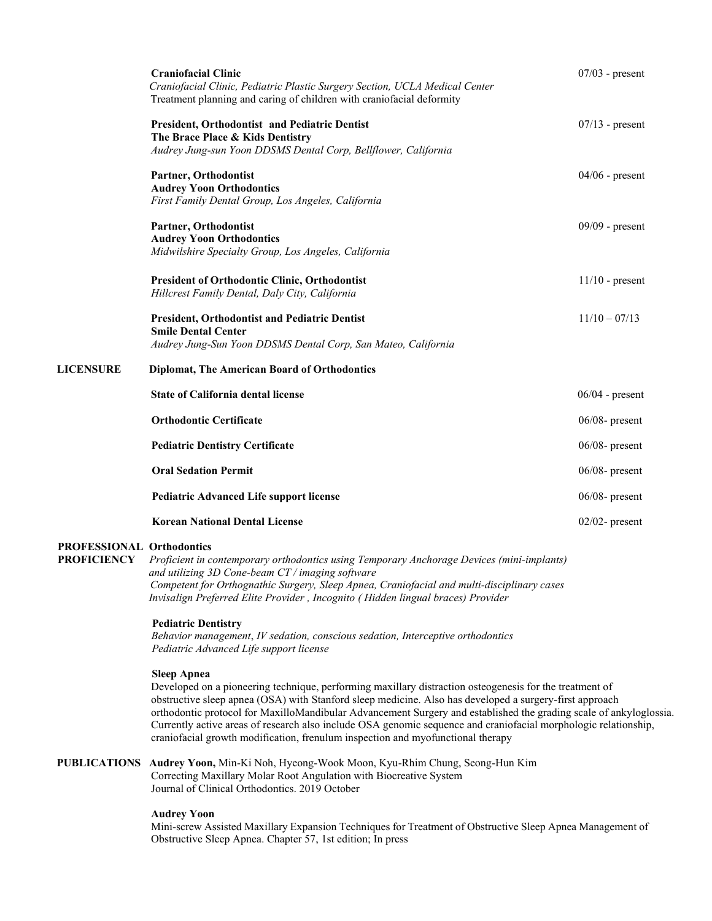**Craniofacial Clinic** 07/03 - present
*Craniofacial Clinic, Pediatric Plastic Surgery Section, UCLA Medical Center*
Treatment planning and caring of children with craniofacial deformity

**President, Orthodontist and Pediatric Dentist** 07/13 - present
**The Brace Place & Kids Dentistry**
*Audrey Jung-sun Yoon DDSMS Dental Corp, Bellflower, California*

**Partner, Orthodontist** 04/06 - present
**Audrey Yoon Orthodontics**
*First Family Dental Group, Los Angeles, California*

**Partner, Orthodontist** 09/09 - present
**Audrey Yoon Orthodontics**
*Midwilshire Specialty Group, Los Angeles, California*

**President of Orthodontic Clinic, Orthodontist** 11/10 - present
*Hillcrest Family Dental, Daly City, California*

**President, Orthodontist and Pediatric Dentist** 11/10 – 07/13
**Smile Dental Center**
*Audrey Jung-Sun Yoon DDSMS Dental Corp, San Mateo, California*

## LICENSURE

**Diplomat, The American Board of Orthodontics**

**State of California dental license** 06/04 - present

**Orthodontic Certificate** 06/08- present

**Pediatric Dentistry Certificate** 06/08- present

**Oral Sedation Permit** 06/08- present

**Pediatric Advanced Life support license** 06/08- present

**Korean National Dental License** 02/02- present

## PROFESSIONAL PROFICIENCY

**Orthodontics**
*Proficient in contemporary orthodontics using Temporary Anchorage Devices (mini-implants) and utilizing 3D Cone-beam CT / imaging software*
*Competent for Orthognathic Surgery, Sleep Apnea, Craniofacial and multi-disciplinary cases*
*Invisalign Preferred Elite Provider , Incognito ( Hidden lingual braces) Provider*

**Pediatric Dentistry**
*Behavior management, IV sedation, conscious sedation, Interceptive orthodontics*
*Pediatric Advanced Life support license*

**Sleep Apnea**
Developed on a pioneering technique, performing maxillary distraction osteogenesis for the treatment of obstructive sleep apnea (OSA) with Stanford sleep medicine. Also has developed a surgery-first approach orthodontic protocol for MaxilloMandibular Advancement Surgery and established the grading scale of ankyloglossia. Currently active areas of research also include OSA genomic sequence and craniofacial morphologic relationship, craniofacial growth modification, frenulum inspection and myofunctional therapy

## PUBLICATIONS

**Audrey Yoon,** Min-Ki Noh, Hyeong-Wook Moon, Kyu-Rhim Chung, Seong-Hun Kim
Correcting Maxillary Molar Root Angulation with Biocreative System
Journal of Clinical Orthodontics. 2019 October

**Audrey Yoon**
Mini-screw Assisted Maxillary Expansion Techniques for Treatment of Obstructive Sleep Apnea Management of Obstructive Sleep Apnea. Chapter 57, 1st edition; In press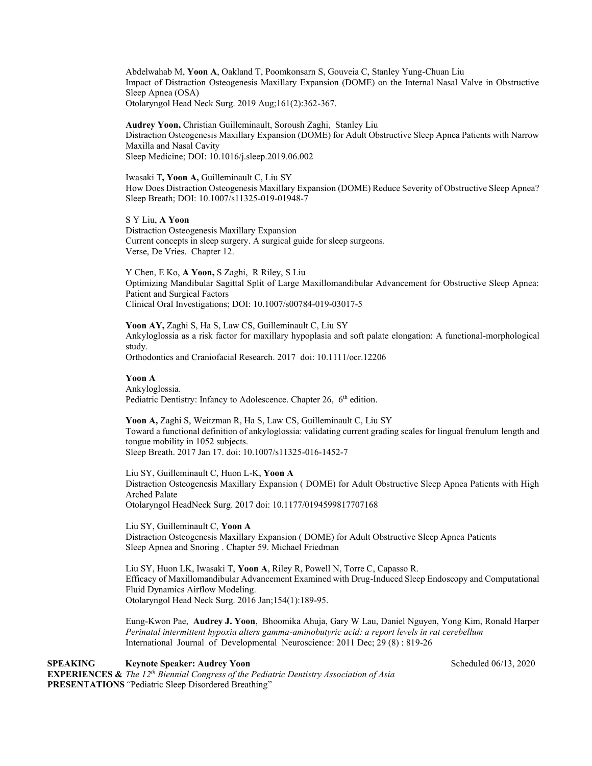Abdelwahab M, **Yoon A**, Oakland T, Poomkonsarn S, Gouveia C, Stanley Yung-Chuan Liu
Impact of Distraction Osteogenesis Maxillary Expansion (DOME) on the Internal Nasal Valve in Obstructive Sleep Apnea (OSA)
Otolaryngol Head Neck Surg. 2019 Aug;161(2):362-367.

**Audrey Yoon,** Christian Guilleminault, Soroush Zaghi, Stanley Liu
Distraction Osteogenesis Maxillary Expansion (DOME) for Adult Obstructive Sleep Apnea Patients with Narrow Maxilla and Nasal Cavity
Sleep Medicine; DOI: 10.1016/j.sleep.2019.06.002

Iwasaki T**, Yoon A,** Guilleminault C, Liu SY
How Does Distraction Osteogenesis Maxillary Expansion (DOME) Reduce Severity of Obstructive Sleep Apnea?
Sleep Breath; DOI: 10.1007/s11325-019-01948-7

S Y Liu, **A Yoon**
Distraction Osteogenesis Maxillary Expansion
Current concepts in sleep surgery. A surgical guide for sleep surgeons.
Verse, De Vries. Chapter 12.

Y Chen, E Ko, **A Yoon,** S Zaghi, R Riley, S Liu
Optimizing Mandibular Sagittal Split of Large Maxillomandibular Advancement for Obstructive Sleep Apnea: Patient and Surgical Factors
Clinical Oral Investigations; DOI: 10.1007/s00784-019-03017-5

**Yoon AY,** Zaghi S, Ha S, Law CS, Guilleminault C, Liu SY
Ankyloglossia as a risk factor for maxillary hypoplasia and soft palate elongation: A functional-morphological study.
Orthodontics and Craniofacial Research. 2017 doi: 10.1111/ocr.12206

**Yoon A**
Ankyloglossia.
Pediatric Dentistry: Infancy to Adolescence. Chapter 26, 6th edition.

**Yoon A,** Zaghi S, Weitzman R, Ha S, Law CS, Guilleminault C, Liu SY
Toward a functional definition of ankyloglossia: validating current grading scales for lingual frenulum length and tongue mobility in 1052 subjects.
Sleep Breath. 2017 Jan 17. doi: 10.1007/s11325-016-1452-7

Liu SY, Guilleminault C, Huon L-K, **Yoon A**
Distraction Osteogenesis Maxillary Expansion ( DOME) for Adult Obstructive Sleep Apnea Patients with High Arched Palate
Otolaryngol HeadNeck Surg. 2017 doi: 10.1177/0194599817707168

Liu SY, Guilleminault C, **Yoon A**
Distraction Osteogenesis Maxillary Expansion ( DOME) for Adult Obstructive Sleep Apnea Patients
Sleep Apnea and Snoring . Chapter 59. Michael Friedman

Liu SY, Huon LK, Iwasaki T, **Yoon A**, Riley R, Powell N, Torre C, Capasso R.
Efficacy of Maxillomandibular Advancement Examined with Drug-Induced Sleep Endoscopy and Computational Fluid Dynamics Airflow Modeling.
Otolaryngol Head Neck Surg. 2016 Jan;154(1):189-95.

Eung-Kwon Pae, **Audrey J. Yoon**, Bhoomika Ahuja, Gary W Lau, Daniel Nguyen, Yong Kim, Ronald Harper
*Perinatal intermittent hypoxia alters gamma-aminobutyric acid: a report levels in rat cerebellum*
International Journal of Developmental Neuroscience: 2011 Dec; 29 (8) : 819-26

**SPEAKING EXPERIENCES & PRESENTATIONS**

**Keynote Speaker: Audrey Yoon** — Scheduled 06/13, 2020
*The 12th Biennial Congress of the Pediatric Dentistry Association of Asia*
"Pediatric Sleep Disordered Breathing"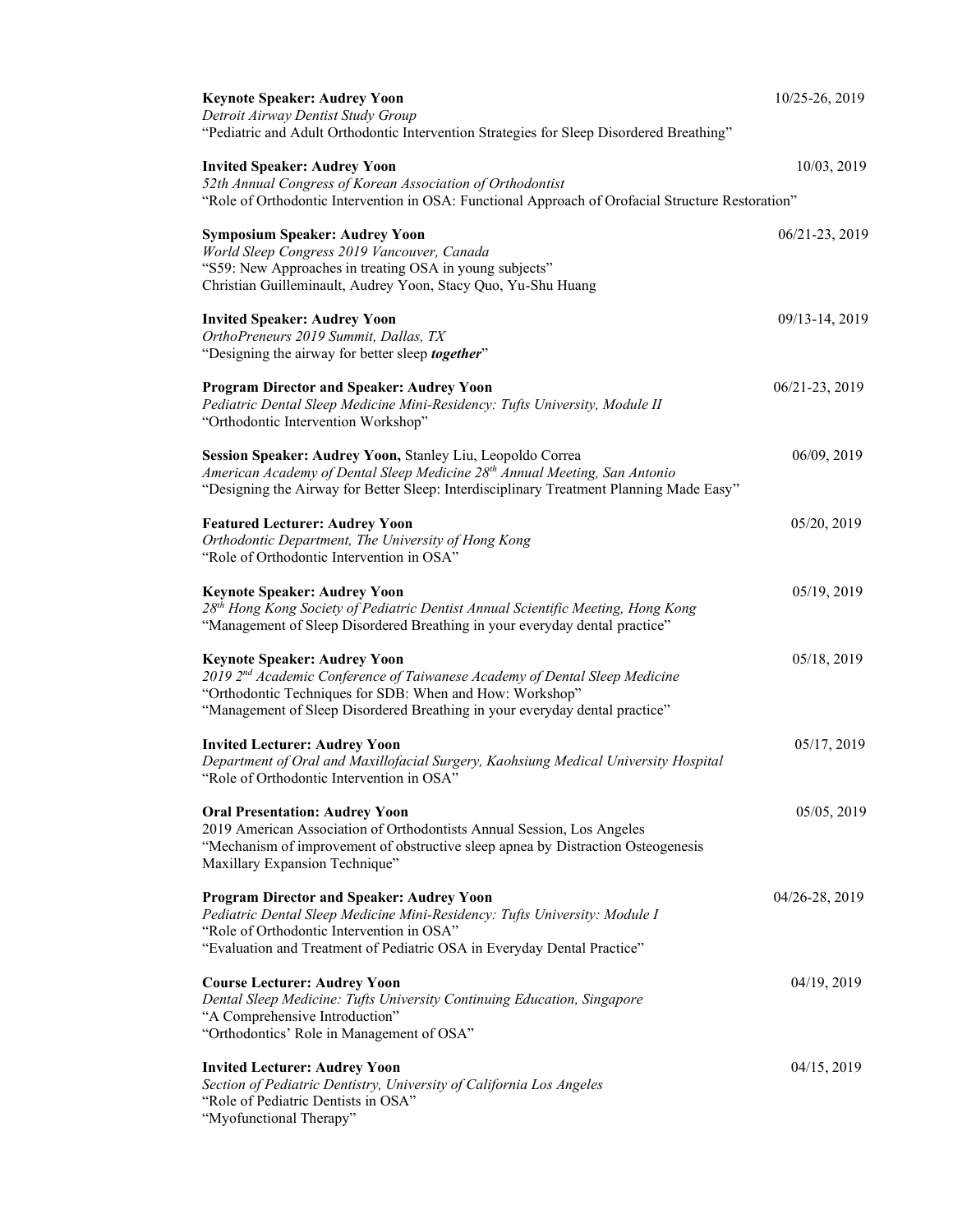**Keynote Speaker: Audrey Yoon** 10/25-26, 2019
*Detroit Airway Dentist Study Group*
"Pediatric and Adult Orthodontic Intervention Strategies for Sleep Disordered Breathing"

**Invited Speaker: Audrey Yoon** 10/03, 2019
*52th Annual Congress of Korean Association of Orthodontist*
"Role of Orthodontic Intervention in OSA: Functional Approach of Orofacial Structure Restoration"

**Symposium Speaker: Audrey Yoon** 06/21-23, 2019
*World Sleep Congress 2019 Vancouver, Canada*
"S59: New Approaches in treating OSA in young subjects"
Christian Guilleminault, Audrey Yoon, Stacy Quo, Yu-Shu Huang

**Invited Speaker: Audrey Yoon** 09/13-14, 2019
*OrthoPreneurs 2019 Summit, Dallas, TX*
"Designing the airway for better sleep ***together***"

**Program Director and Speaker: Audrey Yoon** 06/21-23, 2019
*Pediatric Dental Sleep Medicine Mini-Residency: Tufts University, Module II*
"Orthodontic Intervention Workshop"

**Session Speaker: Audrey Yoon,** Stanley Liu, Leopoldo Correa 06/09, 2019
*American Academy of Dental Sleep Medicine 28th Annual Meeting, San Antonio*
"Designing the Airway for Better Sleep: Interdisciplinary Treatment Planning Made Easy"

**Featured Lecturer: Audrey Yoon** 05/20, 2019
*Orthodontic Department, The University of Hong Kong*
"Role of Orthodontic Intervention in OSA"

**Keynote Speaker: Audrey Yoon** 05/19, 2019
*28th Hong Kong Society of Pediatric Dentist Annual Scientific Meeting, Hong Kong*
"Management of Sleep Disordered Breathing in your everyday dental practice"

**Keynote Speaker: Audrey Yoon** 05/18, 2019
*2019 2nd Academic Conference of Taiwanese Academy of Dental Sleep Medicine*
"Orthodontic Techniques for SDB: When and How: Workshop"
"Management of Sleep Disordered Breathing in your everyday dental practice"

**Invited Lecturer: Audrey Yoon** 05/17, 2019
*Department of Oral and Maxillofacial Surgery, Kaohsiung Medical University Hospital*
"Role of Orthodontic Intervention in OSA"

**Oral Presentation: Audrey Yoon** 05/05, 2019
2019 American Association of Orthodontists Annual Session, Los Angeles
"Mechanism of improvement of obstructive sleep apnea by Distraction Osteogenesis Maxillary Expansion Technique"

**Program Director and Speaker: Audrey Yoon** 04/26-28, 2019
*Pediatric Dental Sleep Medicine Mini-Residency: Tufts University: Module I*
"Role of Orthodontic Intervention in OSA"
"Evaluation and Treatment of Pediatric OSA in Everyday Dental Practice"

**Course Lecturer: Audrey Yoon** 04/19, 2019
*Dental Sleep Medicine: Tufts University Continuing Education, Singapore*
"A Comprehensive Introduction"
"Orthodontics' Role in Management of OSA"

**Invited Lecturer: Audrey Yoon** 04/15, 2019
*Section of Pediatric Dentistry, University of California Los Angeles*
"Role of Pediatric Dentists in OSA"
"Myofunctional Therapy"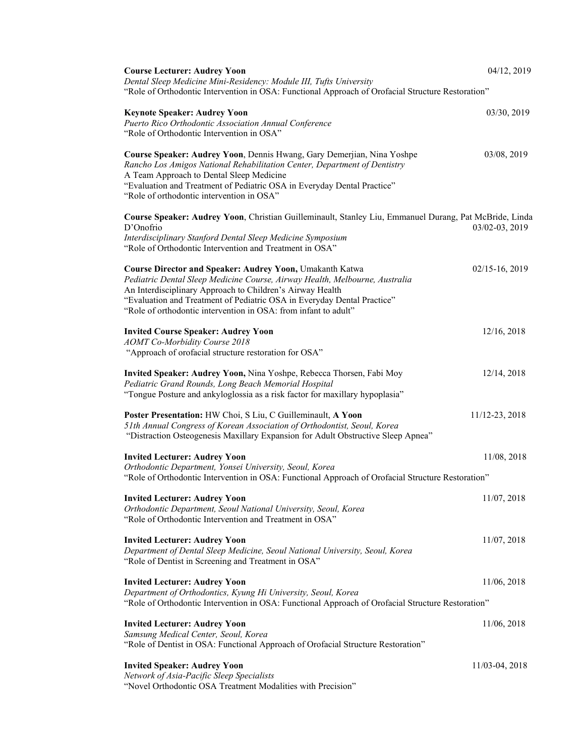**Course Lecturer: Audrey Yoon** 04/12, 2019
*Dental Sleep Medicine Mini-Residency: Module III, Tufts University*
"Role of Orthodontic Intervention in OSA: Functional Approach of Orofacial Structure Restoration"

**Keynote Speaker: Audrey Yoon** 03/30, 2019
*Puerto Rico Orthodontic Association Annual Conference*
"Role of Orthodontic Intervention in OSA"

**Course Speaker: Audrey Yoon**, Dennis Hwang, Gary Demerjian, Nina Yoshpe 03/08, 2019
*Rancho Los Amigos National Rehabilitation Center, Department of Dentistry*
A Team Approach to Dental Sleep Medicine
"Evaluation and Treatment of Pediatric OSA in Everyday Dental Practice"
"Role of orthodontic intervention in OSA"

**Course Speaker: Audrey Yoon**, Christian Guilleminault, Stanley Liu, Emmanuel Durang, Pat McBride, Linda D'Onofrio 03/02-03, 2019
*Interdisciplinary Stanford Dental Sleep Medicine Symposium*
"Role of Orthodontic Intervention and Treatment in OSA"

**Course Director and Speaker: Audrey Yoon,** Umakanth Katwa 02/15-16, 2019
*Pediatric Dental Sleep Medicine Course, Airway Health, Melbourne, Australia*
An Interdisciplinary Approach to Children's Airway Health
"Evaluation and Treatment of Pediatric OSA in Everyday Dental Practice"
"Role of orthodontic intervention in OSA: from infant to adult"

**Invited Course Speaker: Audrey Yoon** 12/16, 2018
*AOMT Co-Morbidity Course 2018*
"Approach of orofacial structure restoration for OSA"

**Invited Speaker: Audrey Yoon,** Nina Yoshpe, Rebecca Thorsen, Fabi Moy 12/14, 2018
*Pediatric Grand Rounds, Long Beach Memorial Hospital*
"Tongue Posture and ankyloglossia as a risk factor for maxillary hypoplasia"

**Poster Presentation:** HW Choi, S Liu, C Guilleminault, **A Yoon** 11/12-23, 2018
*51th Annual Congress of Korean Association of Orthodontist, Seoul, Korea*
"Distraction Osteogenesis Maxillary Expansion for Adult Obstructive Sleep Apnea"

**Invited Lecturer: Audrey Yoon** 11/08, 2018
*Orthodontic Department, Yonsei University, Seoul, Korea*
"Role of Orthodontic Intervention in OSA: Functional Approach of Orofacial Structure Restoration"

**Invited Lecturer: Audrey Yoon** 11/07, 2018
*Orthodontic Department, Seoul National University, Seoul, Korea*
"Role of Orthodontic Intervention and Treatment in OSA"

**Invited Lecturer: Audrey Yoon** 11/07, 2018
*Department of Dental Sleep Medicine, Seoul National University, Seoul, Korea*
"Role of Dentist in Screening and Treatment in OSA"

**Invited Lecturer: Audrey Yoon** 11/06, 2018
*Department of Orthodontics, Kyung Hi University, Seoul, Korea*
"Role of Orthodontic Intervention in OSA: Functional Approach of Orofacial Structure Restoration"

**Invited Lecturer: Audrey Yoon** 11/06, 2018
*Samsung Medical Center, Seoul, Korea*
"Role of Dentist in OSA: Functional Approach of Orofacial Structure Restoration"

**Invited Speaker: Audrey Yoon** 11/03-04, 2018
*Network of Asia-Pacific Sleep Specialists*
"Novel Orthodontic OSA Treatment Modalities with Precision"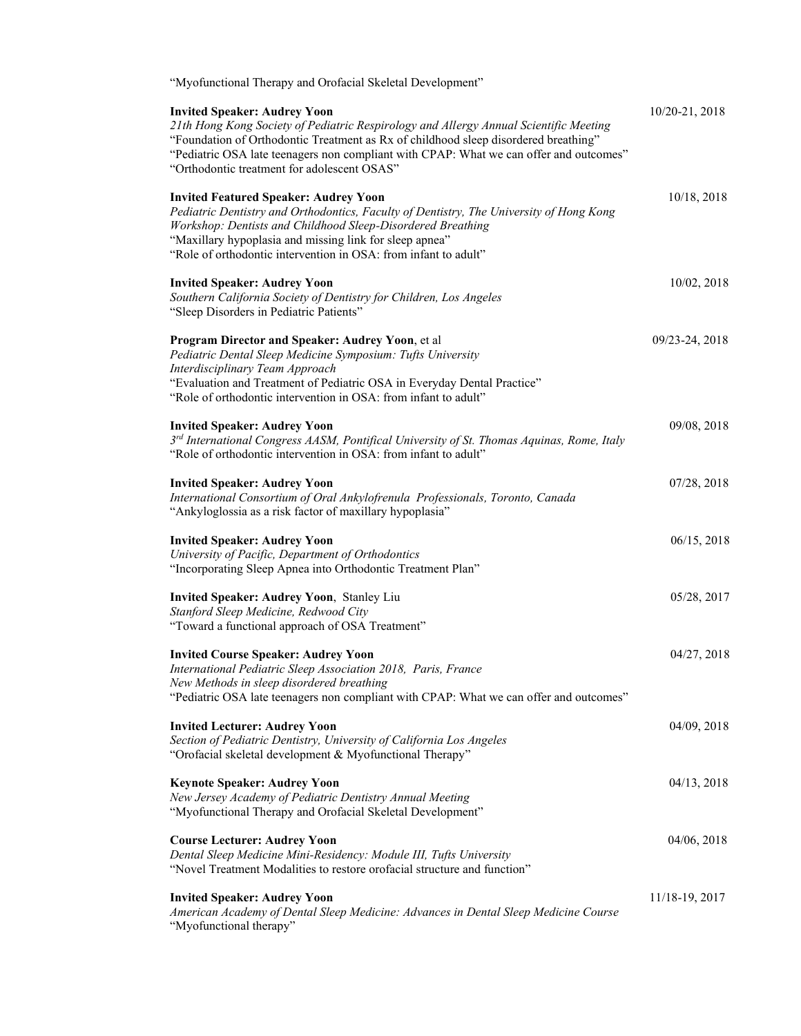"Myofunctional Therapy and Orofacial Skeletal Development"

**Invited Speaker: Audrey Yoon** — 10/20-21, 2018
*21th Hong Kong Society of Pediatric Respirology and Allergy Annual Scientific Meeting*
"Foundation of Orthodontic Treatment as Rx of childhood sleep disordered breathing"
"Pediatric OSA late teenagers non compliant with CPAP: What we can offer and outcomes"
"Orthodontic treatment for adolescent OSAS"

**Invited Featured Speaker: Audrey Yoon** — 10/18, 2018
*Pediatric Dentistry and Orthodontics, Faculty of Dentistry, The University of Hong Kong*
*Workshop: Dentists and Childhood Sleep-Disordered Breathing*
"Maxillary hypoplasia and missing link for sleep apnea"
"Role of orthodontic intervention in OSA: from infant to adult"

**Invited Speaker: Audrey Yoon** — 10/02, 2018
*Southern California Society of Dentistry for Children, Los Angeles*
"Sleep Disorders in Pediatric Patients"

**Program Director and Speaker: Audrey Yoon**, et al — 09/23-24, 2018
*Pediatric Dental Sleep Medicine Symposium: Tufts University*
*Interdisciplinary Team Approach*
"Evaluation and Treatment of Pediatric OSA in Everyday Dental Practice"
"Role of orthodontic intervention in OSA: from infant to adult"

**Invited Speaker: Audrey Yoon** — 09/08, 2018
*3rd International Congress AASM, Pontifical University of St. Thomas Aquinas, Rome, Italy*
"Role of orthodontic intervention in OSA: from infant to adult"

**Invited Speaker: Audrey Yoon** — 07/28, 2018
*International Consortium of Oral Ankylofrenula Professionals, Toronto, Canada*
"Ankyloglossia as a risk factor of maxillary hypoplasia"

**Invited Speaker: Audrey Yoon** — 06/15, 2018
*University of Pacific, Department of Orthodontics*
"Incorporating Sleep Apnea into Orthodontic Treatment Plan"

**Invited Speaker: Audrey Yoon**, Stanley Liu — 05/28, 2017
*Stanford Sleep Medicine, Redwood City*
"Toward a functional approach of OSA Treatment"

**Invited Course Speaker: Audrey Yoon** — 04/27, 2018
*International Pediatric Sleep Association 2018, Paris, France*
*New Methods in sleep disordered breathing*
"Pediatric OSA late teenagers non compliant with CPAP: What we can offer and outcomes"

**Invited Lecturer: Audrey Yoon** — 04/09, 2018
*Section of Pediatric Dentistry, University of California Los Angeles*
"Orofacial skeletal development & Myofunctional Therapy"

**Keynote Speaker: Audrey Yoon** — 04/13, 2018
*New Jersey Academy of Pediatric Dentistry Annual Meeting*
"Myofunctional Therapy and Orofacial Skeletal Development"

**Course Lecturer: Audrey Yoon** — 04/06, 2018
*Dental Sleep Medicine Mini-Residency: Module III, Tufts University*
"Novel Treatment Modalities to restore orofacial structure and function"

**Invited Speaker: Audrey Yoon** — 11/18-19, 2017
*American Academy of Dental Sleep Medicine: Advances in Dental Sleep Medicine Course*
"Myofunctional therapy"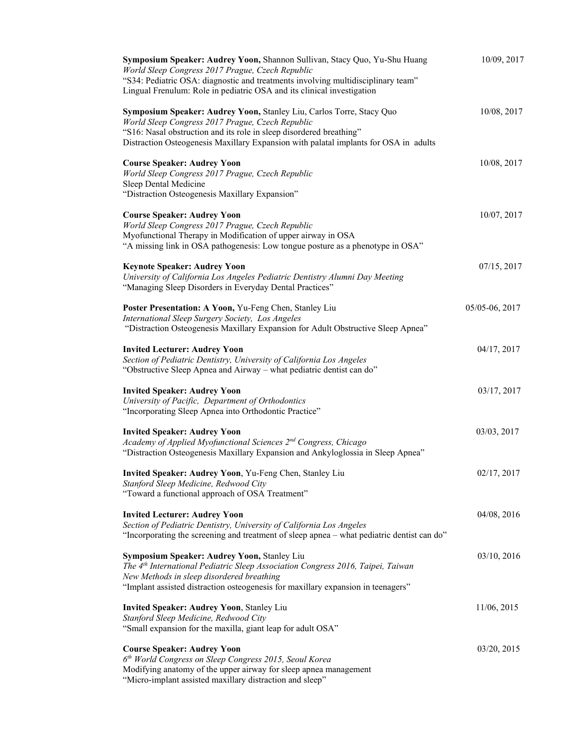**Symposium Speaker: Audrey Yoon,** Shannon Sullivan, Stacy Quo, Yu-Shu Huang 10/09, 2017
*World Sleep Congress 2017 Prague, Czech Republic*
"S34: Pediatric OSA: diagnostic and treatments involving multidisciplinary team"
Lingual Frenulum: Role in pediatric OSA and its clinical investigation

**Symposium Speaker: Audrey Yoon,** Stanley Liu, Carlos Torre, Stacy Quo 10/08, 2017
*World Sleep Congress 2017 Prague, Czech Republic*
"S16: Nasal obstruction and its role in sleep disordered breathing"
Distraction Osteogenesis Maxillary Expansion with palatal implants for OSA in adults

**Course Speaker: Audrey Yoon** 10/08, 2017
*World Sleep Congress 2017 Prague, Czech Republic*
Sleep Dental Medicine
"Distraction Osteogenesis Maxillary Expansion"

**Course Speaker: Audrey Yoon** 10/07, 2017
*World Sleep Congress 2017 Prague, Czech Republic*
Myofunctional Therapy in Modification of upper airway in OSA
"A missing link in OSA pathogenesis: Low tongue posture as a phenotype in OSA"

**Keynote Speaker: Audrey Yoon** 07/15, 2017
*University of California Los Angeles Pediatric Dentistry Alumni Day Meeting*
"Managing Sleep Disorders in Everyday Dental Practices"

**Poster Presentation: A Yoon,** Yu-Feng Chen, Stanley Liu 05/05-06, 2017
*International Sleep Surgery Society, Los Angeles*
"Distraction Osteogenesis Maxillary Expansion for Adult Obstructive Sleep Apnea"

**Invited Lecturer: Audrey Yoon** 04/17, 2017
*Section of Pediatric Dentistry, University of California Los Angeles*
"Obstructive Sleep Apnea and Airway – what pediatric dentist can do"

**Invited Speaker: Audrey Yoon** 03/17, 2017
*University of Pacific, Department of Orthodontics*
"Incorporating Sleep Apnea into Orthodontic Practice"

**Invited Speaker: Audrey Yoon** 03/03, 2017
*Academy of Applied Myofunctional Sciences 2nd Congress, Chicago*
"Distraction Osteogenesis Maxillary Expansion and Ankyloglossia in Sleep Apnea"

**Invited Speaker: Audrey Yoon**, Yu-Feng Chen, Stanley Liu 02/17, 2017
*Stanford Sleep Medicine, Redwood City*
"Toward a functional approach of OSA Treatment"

**Invited Lecturer: Audrey Yoon** 04/08, 2016
*Section of Pediatric Dentistry, University of California Los Angeles*
"Incorporating the screening and treatment of sleep apnea – what pediatric dentist can do"

**Symposium Speaker: Audrey Yoon,** Stanley Liu 03/10, 2016
*The 4th International Pediatric Sleep Association Congress 2016, Taipei, Taiwan*
New Methods in sleep disordered breathing
"Implant assisted distraction osteogenesis for maxillary expansion in teenagers"

**Invited Speaker: Audrey Yoon**, Stanley Liu 11/06, 2015
*Stanford Sleep Medicine, Redwood City*
"Small expansion for the maxilla, giant leap for adult OSA"

**Course Speaker: Audrey Yoon** 03/20, 2015
*6th World Congress on Sleep Congress 2015, Seoul Korea*
Modifying anatomy of the upper airway for sleep apnea management
"Micro-implant assisted maxillary distraction and sleep"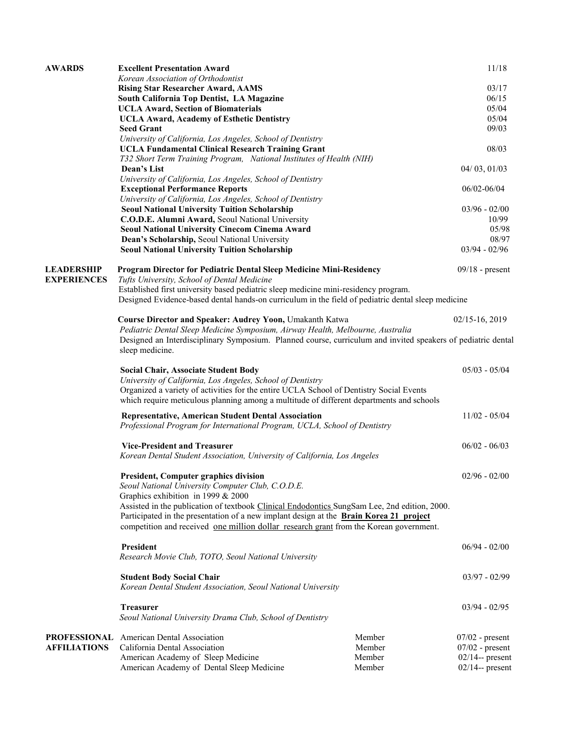## AWARDS

**Excellent Presentation Award** — 11/18
*Korean Association of Orthodontist*

**Rising Star Researcher Award, AAMS** — 03/17

**South California Top Dentist, LA Magazine** — 06/15

**UCLA Award, Section of Biomaterials** — 05/04

**UCLA Award, Academy of Esthetic Dentistry** — 05/04

**Seed Grant** — 09/03
*University of California, Los Angeles, School of Dentistry*

**UCLA Fundamental Clinical Research Training Grant** — 08/03
*T32 Short Term Training Program, National Institutes of Health (NIH)*

**Dean's List** — 04/ 03, 01/03
*University of California, Los Angeles, School of Dentistry*

**Exceptional Performance Reports** — 06/02-06/04
*University of California, Los Angeles, School of Dentistry*

**Seoul National University Tuition Scholarship** — 03/96 - 02/00

**C.O.D.E. Alumni Award,** Seoul National University — 10/99

**Seoul National University Cinecom Cinema Award** — 05/98

**Dean's Scholarship,** Seoul National University — 08/97

**Seoul National University Tuition Scholarship** — 03/94 - 02/96

## LEADERSHIP EXPERIENCES

**Program Director for Pediatric Dental Sleep Medicine Mini-Residency** — 09/18 - present
*Tufts University, School of Dental Medicine*
Established first university based pediatric sleep medicine mini-residency program.
Designed Evidence-based dental hands-on curriculum in the field of pediatric dental sleep medicine

**Course Director and Speaker: Audrey Yoon,** Umakanth Katwa — 02/15-16, 2019
*Pediatric Dental Sleep Medicine Symposium, Airway Health, Melbourne, Australia*
Designed an Interdisciplinary Symposium. Planned course, curriculum and invited speakers of pediatric dental sleep medicine.

**Social Chair, Associate Student Body** — 05/03 - 05/04
*University of California, Los Angeles, School of Dentistry*
Organized a variety of activities for the entire UCLA School of Dentistry Social Events which require meticulous planning among a multitude of different departments and schools

**Representative, American Student Dental Association** — 11/02 - 05/04
*Professional Program for International Program, UCLA, School of Dentistry*

**Vice-President and Treasurer** — 06/02 - 06/03
*Korean Dental Student Association, University of California, Los Angeles*

**President, Computer graphics division** — 02/96 - 02/00
*Seoul National University Computer Club, C.O.D.E.*
Graphics exhibition in 1999 & 2000
Assisted in the publication of textbook Clinical Endodontics SungSam Lee, 2nd edition, 2000.
Participated in the presentation of a new implant design at the **Brain Korea 21 project** competition and received one million dollar research grant from the Korean government.

**President** — 06/94 - 02/00
*Research Movie Club, TOTO, Seoul National University*

**Student Body Social Chair** — 03/97 - 02/99
*Korean Dental Student Association, Seoul National University*

**Treasurer** — 03/94 - 02/95
*Seoul National University Drama Club, School of Dentistry*

## PROFESSIONAL AFFILIATIONS

| Organization | Role | Dates |
|---|---|---|
| American Dental Association | Member | 07/02 - present |
| California Dental Association | Member | 07/02 - present |
| American Academy of Sleep Medicine | Member | 02/14-- present |
| American Academy of Dental Sleep Medicine | Member | 02/14-- present |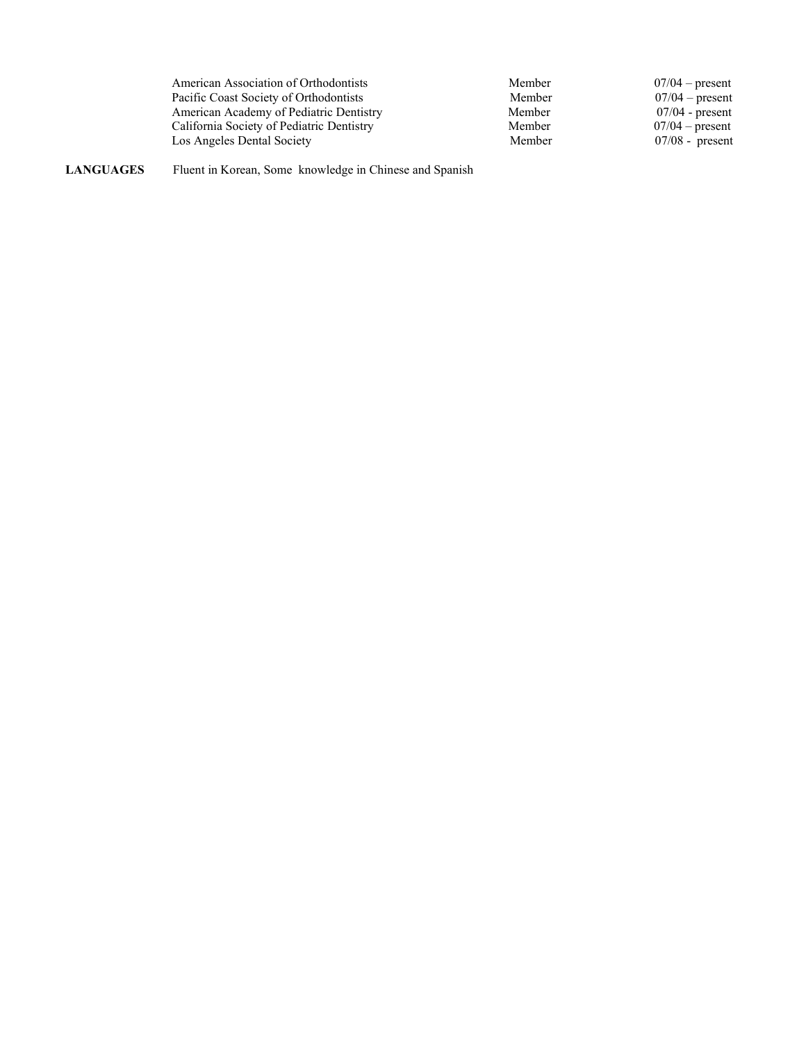| | | |
|---|---|---|
| American Association of Orthodontists | Member | 07/04 – present |
| Pacific Coast Society of Orthodontists | Member | 07/04 – present |
| American Academy of Pediatric Dentistry | Member | 07/04 - present |
| California Society of Pediatric Dentistry | Member | 07/04 – present |
| Los Angeles Dental Society | Member | 07/08 - present |

**LANGUAGES** Fluent in Korean, Some knowledge in Chinese and Spanish